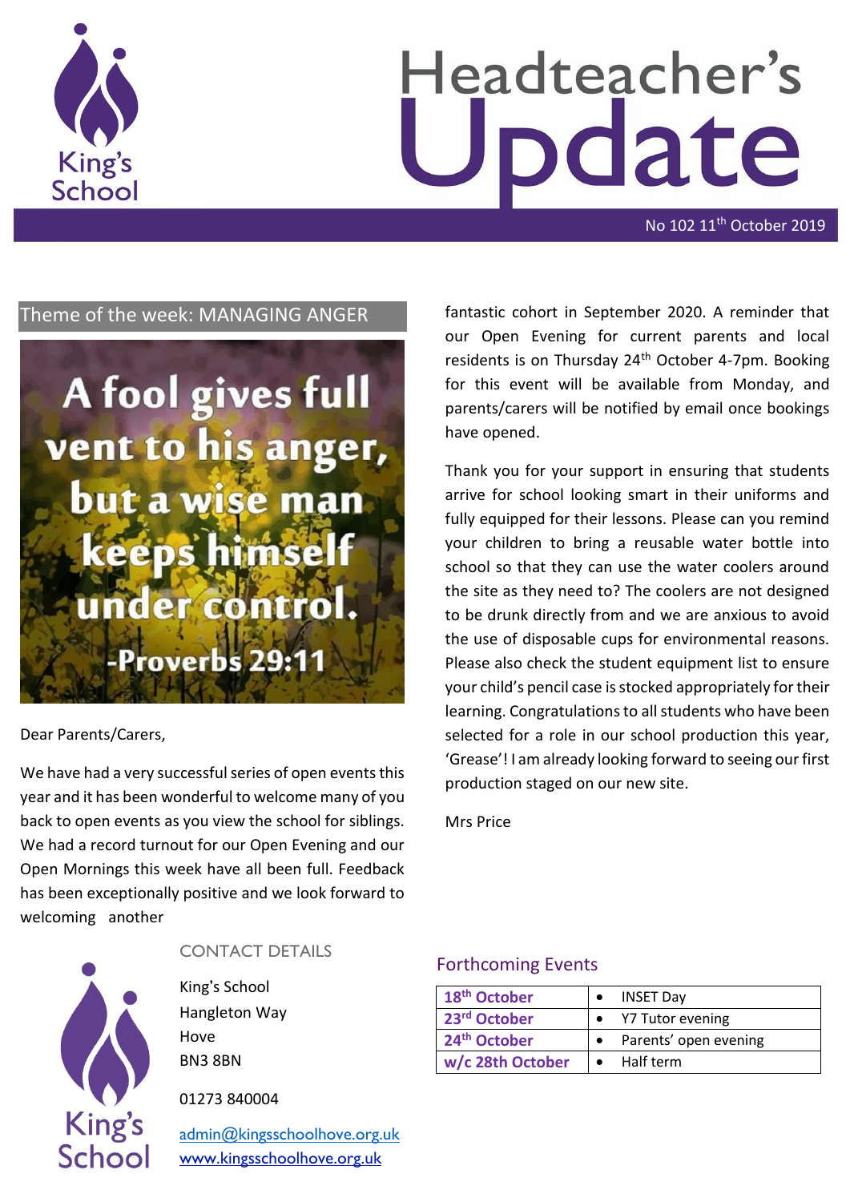# Headteacher's Update

No 102 11th October 2019

## Theme of the week: MANAGING ANGER

A fool gives full vent to his anger, but a wise man keeps himself under control.

-Proverbs 29:11

Dear Parents/Carers,

We have had a very successful series of open events this year and it has been wonderful to welcome many of you back to open events as you view the school for siblings. We had a record turnout for our Open Evening and our Open Mornings this week have all been full. Feedback has been exceptionally positive and we look forward to welcoming another fantastic cohort in September 2020. A reminder that our Open Evening for current parents and local residents is on Thursday 24th October 4-7pm. Booking for this event will be available from Monday, and parents/carers will be notified by email once bookings have opened.

Thank you for your support in ensuring that students arrive for school looking smart in their uniforms and fully equipped for their lessons. Please can you remind your children to bring a reusable water bottle into school so that they can use the water coolers around the site as they need to? The coolers are not designed to be drunk directly from and we are anxious to avoid the use of disposable cups for environmental reasons. Please also check the student equipment list to ensure your child's pencil case is stocked appropriately for their learning. Congratulations to all students who have been selected for a role in our school production this year, 'Grease'! I am already looking forward to seeing our first production staged on our new site.

Mrs Price

## CONTACT DETAILS

King's School
Hangleton Way
Hove
BN3 8BN

01273 840004

admin@kingsschoolhove.org.uk
www.kingsschoolhove.org.uk

## Forthcoming Events

| Date | Event |
|---|---|
| 18th October | INSET Day |
| 23rd October | Y7 Tutor evening |
| 24th October | Parents' open evening |
| w/c 28th October | Half term |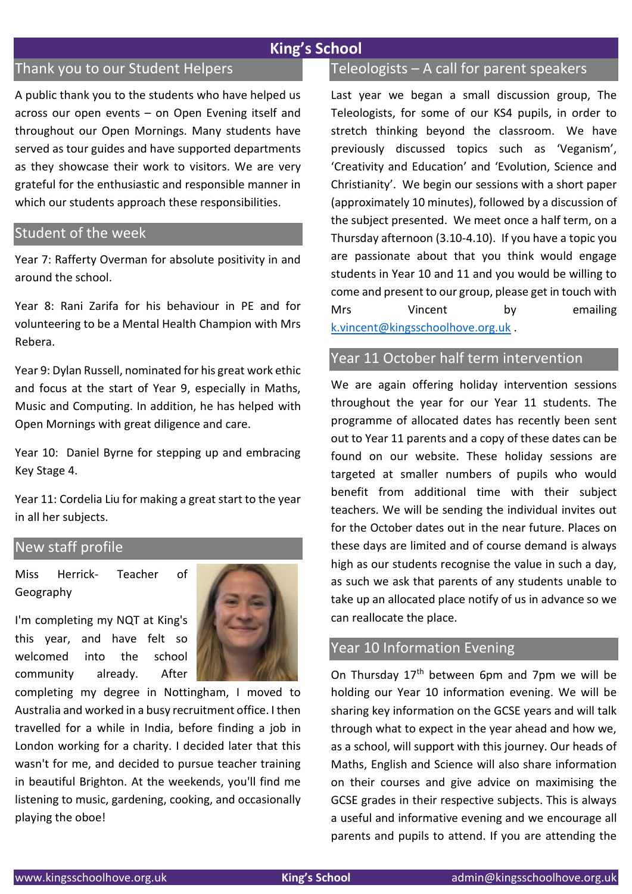# King's School

## Thank you to our Student Helpers

A public thank you to the students who have helped us across our open events – on Open Evening itself and throughout our Open Mornings. Many students have served as tour guides and have supported departments as they showcase their work to visitors. We are very grateful for the enthusiastic and responsible manner in which our students approach these responsibilities.

## Student of the week

Year 7: Rafferty Overman for absolute positivity in and around the school.

Year 8: Rani Zarifa for his behaviour in PE and for volunteering to be a Mental Health Champion with Mrs Rebera.

Year 9: Dylan Russell, nominated for his great work ethic and focus at the start of Year 9, especially in Maths, Music and Computing. In addition, he has helped with Open Mornings with great diligence and care.

Year 10: Daniel Byrne for stepping up and embracing Key Stage 4.

Year 11: Cordelia Liu for making a great start to the year in all her subjects.

## New staff profile

Miss Herrick- Teacher of Geography

I'm completing my NQT at King's this year, and have felt so welcomed into the school community already. After completing my degree in Nottingham, I moved to Australia and worked in a busy recruitment office. I then travelled for a while in India, before finding a job in London working for a charity. I decided later that this wasn't for me, and decided to pursue teacher training in beautiful Brighton. At the weekends, you'll find me listening to music, gardening, cooking, and occasionally playing the oboe!

## Teleologists – A call for parent speakers

Last year we began a small discussion group, The Teleologists, for some of our KS4 pupils, in order to stretch thinking beyond the classroom. We have previously discussed topics such as 'Veganism', 'Creativity and Education' and 'Evolution, Science and Christianity'. We begin our sessions with a short paper (approximately 10 minutes), followed by a discussion of the subject presented. We meet once a half term, on a Thursday afternoon (3.10-4.10). If you have a topic you are passionate about that you think would engage students in Year 10 and 11 and you would be willing to come and present to our group, please get in touch with Mrs Vincent by emailing k.vincent@kingsschoolhove.org.uk .

## Year 11 October half term intervention

We are again offering holiday intervention sessions throughout the year for our Year 11 students. The programme of allocated dates has recently been sent out to Year 11 parents and a copy of these dates can be found on our website. These holiday sessions are targeted at smaller numbers of pupils who would benefit from additional time with their subject teachers. We will be sending the individual invites out for the October dates out in the near future. Places on these days are limited and of course demand is always high as our students recognise the value in such a day, as such we ask that parents of any students unable to take up an allocated place notify of us in advance so we can reallocate the place.

## Year 10 Information Evening

On Thursday 17th between 6pm and 7pm we will be holding our Year 10 information evening. We will be sharing key information on the GCSE years and will talk through what to expect in the year ahead and how we, as a school, will support with this journey. Our heads of Maths, English and Science will also share information on their courses and give advice on maximising the GCSE grades in their respective subjects. This is always a useful and informative evening and we encourage all parents and pupils to attend. If you are attending the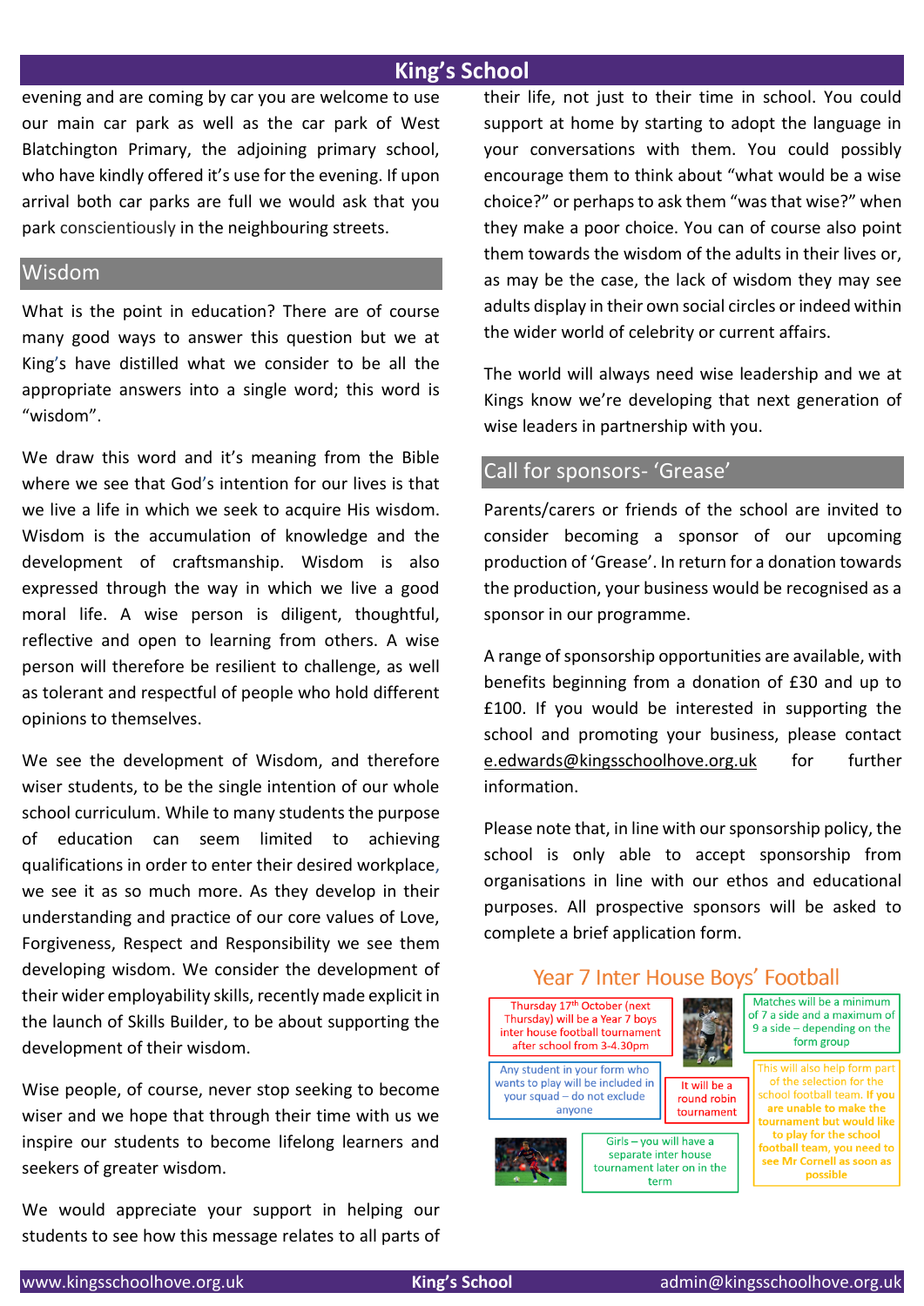evening and are coming by car you are welcome to use our main car park as well as the car park of West Blatchington Primary, the adjoining primary school, who have kindly offered it's use for the evening. If upon arrival both car parks are full we would ask that you park conscientiously in the neighbouring streets.

## Wisdom

What is the point in education? There are of course many good ways to answer this question but we at King's have distilled what we consider to be all the appropriate answers into a single word; this word is "wisdom".

We draw this word and it's meaning from the Bible where we see that God's intention for our lives is that we live a life in which we seek to acquire His wisdom. Wisdom is the accumulation of knowledge and the development of craftsmanship. Wisdom is also expressed through the way in which we live a good moral life. A wise person is diligent, thoughtful, reflective and open to learning from others. A wise person will therefore be resilient to challenge, as well as tolerant and respectful of people who hold different opinions to themselves.

We see the development of Wisdom, and therefore wiser students, to be the single intention of our whole school curriculum. While to many students the purpose of education can seem limited to achieving qualifications in order to enter their desired workplace, we see it as so much more. As they develop in their understanding and practice of our core values of Love, Forgiveness, Respect and Responsibility we see them developing wisdom. We consider the development of their wider employability skills, recently made explicit in the launch of Skills Builder, to be about supporting the development of their wisdom.

Wise people, of course, never stop seeking to become wiser and we hope that through their time with us we inspire our students to become lifelong learners and seekers of greater wisdom.

We would appreciate your support in helping our students to see how this message relates to all parts of their life, not just to their time in school. You could support at home by starting to adopt the language in your conversations with them. You could possibly encourage them to think about "what would be a wise choice?" or perhaps to ask them "was that wise?" when they make a poor choice. You can of course also point them towards the wisdom of the adults in their lives or, as may be the case, the lack of wisdom they may see adults display in their own social circles or indeed within the wider world of celebrity or current affairs.

The world will always need wise leadership and we at Kings know we're developing that next generation of wise leaders in partnership with you.

## Call for sponsors- 'Grease'

Parents/carers or friends of the school are invited to consider becoming a sponsor of our upcoming production of 'Grease'. In return for a donation towards the production, your business would be recognised as a sponsor in our programme.

A range of sponsorship opportunities are available, with benefits beginning from a donation of £30 and up to £100. If you would be interested in supporting the school and promoting your business, please contact e.edwards@kingsschoolhove.org.uk for further information.

Please note that, in line with our sponsorship policy, the school is only able to accept sponsorship from organisations in line with our ethos and educational purposes. All prospective sponsors will be asked to complete a brief application form.

## Year 7 Inter House Boys' Football

Thursday 17th October (next Thursday) will be a Year 7 boys inter house football tournament after school from 3-4.30pm

Matches will be a minimum of 7 a side and a maximum of 9 a side – depending on the form group

Any student in your form who wants to play will be included in your squad – do not exclude anyone

It will be a round robin tournament

This will also help form part of the selection for the school football team. **If you are unable to make the tournament but would like to play for the school football team, you need to see Mr Cornell as soon as possible**

Girls – you will have a separate inter house tournament later on in the term